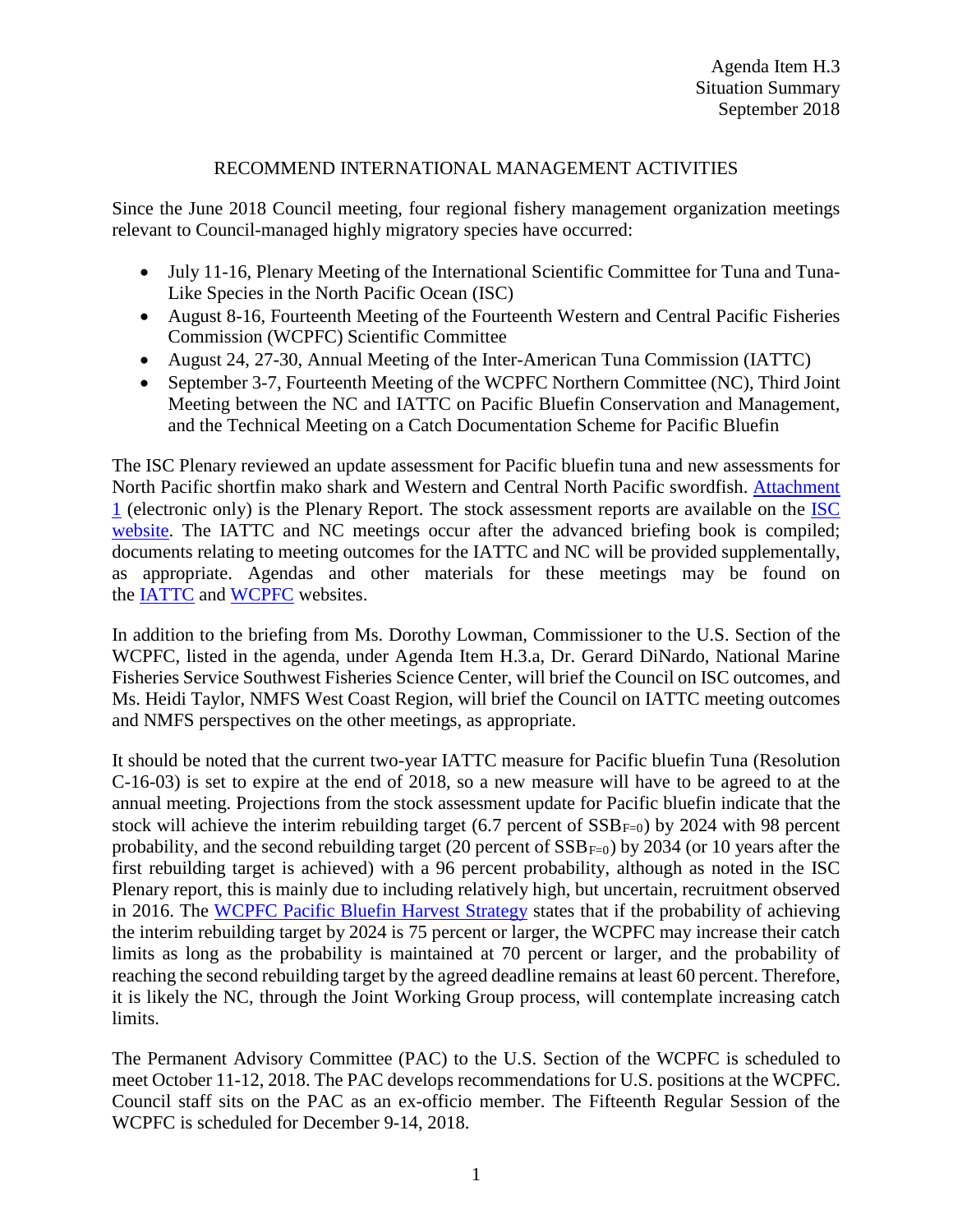Agenda Item H.3
Situation Summary
September 2018

# RECOMMEND INTERNATIONAL MANAGEMENT ACTIVITIES

Since the June 2018 Council meeting, four regional fishery management organization meetings relevant to Council-managed highly migratory species have occurred:

- July 11-16, Plenary Meeting of the International Scientific Committee for Tuna and Tuna-Like Species in the North Pacific Ocean (ISC)
- August 8-16, Fourteenth Meeting of the Fourteenth Western and Central Pacific Fisheries Commission (WCPFC) Scientific Committee
- August 24, 27-30, Annual Meeting of the Inter-American Tuna Commission (IATTC)
- September 3-7, Fourteenth Meeting of the WCPFC Northern Committee (NC), Third Joint Meeting between the NC and IATTC on Pacific Bluefin Conservation and Management, and the Technical Meeting on a Catch Documentation Scheme for Pacific Bluefin

The ISC Plenary reviewed an update assessment for Pacific bluefin tuna and new assessments for North Pacific shortfin mako shark and Western and Central North Pacific swordfish. Attachment 1 (electronic only) is the Plenary Report. The stock assessment reports are available on the ISC website. The IATTC and NC meetings occur after the advanced briefing book is compiled; documents relating to meeting outcomes for the IATTC and NC will be provided supplementally, as appropriate. Agendas and other materials for these meetings may be found on the IATTC and WCPFC websites.

In addition to the briefing from Ms. Dorothy Lowman, Commissioner to the U.S. Section of the WCPFC, listed in the agenda, under Agenda Item H.3.a, Dr. Gerard DiNardo, National Marine Fisheries Service Southwest Fisheries Science Center, will brief the Council on ISC outcomes, and Ms. Heidi Taylor, NMFS West Coast Region, will brief the Council on IATTC meeting outcomes and NMFS perspectives on the other meetings, as appropriate.

It should be noted that the current two-year IATTC measure for Pacific bluefin Tuna (Resolution C-16-03) is set to expire at the end of 2018, so a new measure will have to be agreed to at the annual meeting. Projections from the stock assessment update for Pacific bluefin indicate that the stock will achieve the interim rebuilding target (6.7 percent of $SSB_{F=0}$) by 2024 with 98 percent probability, and the second rebuilding target (20 percent of $SSB_{F=0}$) by 2034 (or 10 years after the first rebuilding target is achieved) with a 96 percent probability, although as noted in the ISC Plenary report, this is mainly due to including relatively high, but uncertain, recruitment observed in 2016. The WCPFC Pacific Bluefin Harvest Strategy states that if the probability of achieving the interim rebuilding target by 2024 is 75 percent or larger, the WCPFC may increase their catch limits as long as the probability is maintained at 70 percent or larger, and the probability of reaching the second rebuilding target by the agreed deadline remains at least 60 percent. Therefore, it is likely the NC, through the Joint Working Group process, will contemplate increasing catch limits.

The Permanent Advisory Committee (PAC) to the U.S. Section of the WCPFC is scheduled to meet October 11-12, 2018. The PAC develops recommendations for U.S. positions at the WCPFC. Council staff sits on the PAC as an ex-officio member. The Fifteenth Regular Session of the WCPFC is scheduled for December 9-14, 2018.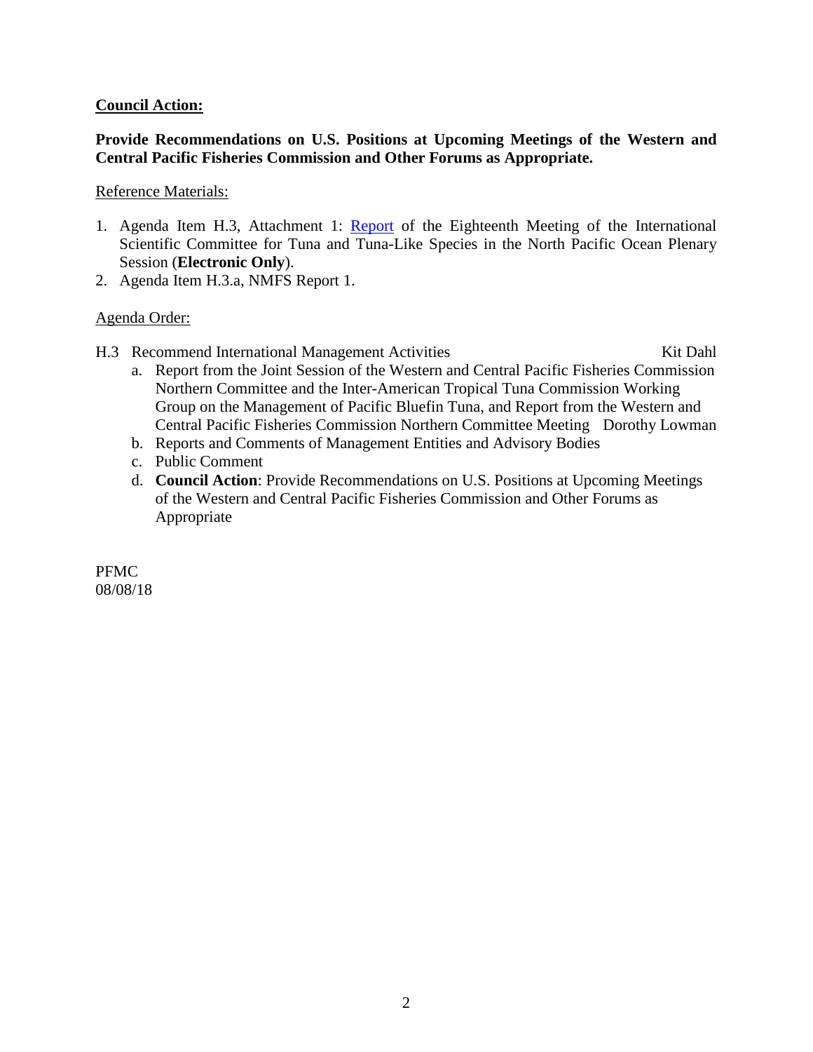**Council Action:**

**Provide Recommendations on U.S. Positions at Upcoming Meetings of the Western and Central Pacific Fisheries Commission and Other Forums as Appropriate.**

Reference Materials:

1. Agenda Item H.3, Attachment 1: Report of the Eighteenth Meeting of the International Scientific Committee for Tuna and Tuna-Like Species in the North Pacific Ocean Plenary Session (**Electronic Only**).
2. Agenda Item H.3.a, NMFS Report 1.

Agenda Order:

H.3 Recommend International Management Activities — Kit Dahl

a. Report from the Joint Session of the Western and Central Pacific Fisheries Commission Northern Committee and the Inter-American Tropical Tuna Commission Working Group on the Management of Pacific Bluefin Tuna, and Report from the Western and Central Pacific Fisheries Commission Northern Committee Meeting — Dorothy Lowman
b. Reports and Comments of Management Entities and Advisory Bodies
c. Public Comment
d. **Council Action**: Provide Recommendations on U.S. Positions at Upcoming Meetings of the Western and Central Pacific Fisheries Commission and Other Forums as Appropriate

PFMC
08/08/18